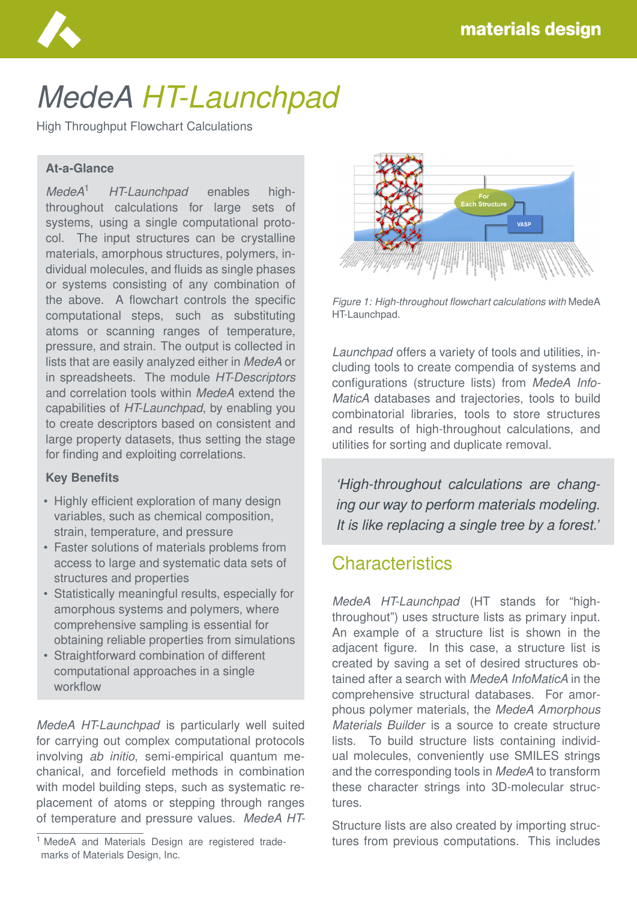# *MedeA HT-Launchpad*

High Throughput Flowchart Calculations

### At-a-Glance

*MedeA*[1] *HT-Launchpad* enables high-throughput calculations for large sets of systems, using a single computational protocol. The input structures can be crystalline materials, amorphous structures, polymers, individual molecules, and fluids as single phases or systems consisting of any combination of the above. A flowchart controls the specific computational steps, such as substituting atoms or scanning ranges of temperature, pressure, and strain. The output is collected in lists that are easily analyzed either in *MedeA* or in spreadsheets. The module *HT-Descriptors* and correlation tools within *MedeA* extend the capabilities of *HT-Launchpad*, by enabling you to create descriptors based on consistent and large property datasets, thus setting the stage for finding and exploiting correlations.

### Key Benefits

- Highly efficient exploration of many design variables, such as chemical composition, strain, temperature, and pressure
- Faster solutions of materials problems from access to large and systematic data sets of structures and properties
- Statistically meaningful results, especially for amorphous systems and polymers, where comprehensive sampling is essential for obtaining reliable properties from simulations
- Straightforward combination of different computational approaches in a single workflow

*MedeA HT-Launchpad* is particularly well suited for carrying out complex computational protocols involving *ab initio*, semi-empirical quantum mechanical, and forcefield methods in combination with model building steps, such as systematic replacement of atoms or stepping through ranges of temperature and pressure values. *MedeA HT-*

[1] MedeA and Materials Design are registered trademarks of Materials Design, Inc.

*Figure 1: High-throughout flowchart calculations with* MedeA HT-Launchpad.

*Launchpad* offers a variety of tools and utilities, including tools to create compendia of systems and configurations (structure lists) from *MedeA InfoMaticA* databases and trajectories, tools to build combinatorial libraries, tools to store structures and results of high-throughout calculations, and utilities for sorting and duplicate removal.

> *'High-throughout calculations are changing our way to perform materials modeling. It is like replacing a single tree by a forest.'*

## Characteristics

*MedeA HT-Launchpad* (HT stands for "high-throughout") uses structure lists as primary input. An example of a structure list is shown in the adjacent figure. In this case, a structure list is created by saving a set of desired structures obtained after a search with *MedeA InfoMaticA* in the comprehensive structural databases. For amorphous polymer materials, the *MedeA Amorphous Materials Builder* is a source to create structure lists. To build structure lists containing individual molecules, conveniently use SMILES strings and the corresponding tools in *MedeA* to transform these character strings into 3D-molecular structures.

Structure lists are also created by importing structures from previous computations. This includes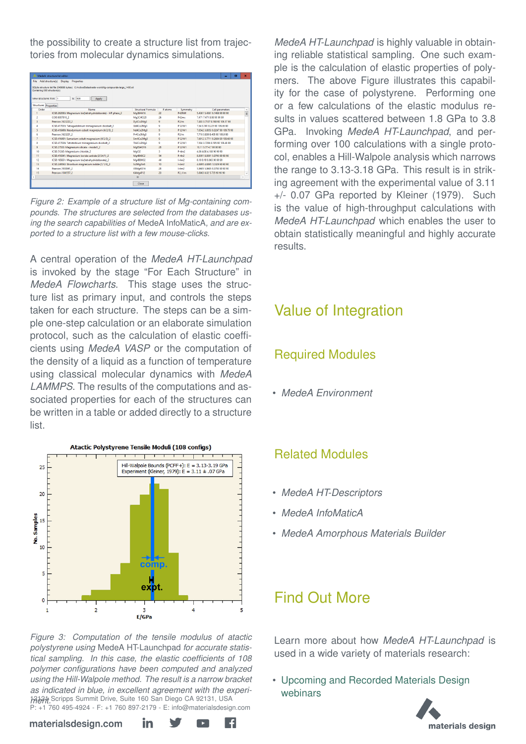the possibility to create a structure list from trajectories from molecular dynamics simulations.

*Figure 2: Example of a structure list of Mg-containing compounds. The structures are selected from the databases using the search capabilities of* MedeA InfoMaticA, *and are exported to a structure list with a few mouse-clicks.*

A central operation of the *MedeA HT-Launchpad* is invoked by the stage "For Each Structure" in *MedeA Flowcharts*. This stage uses the structure list as primary input, and controls the steps taken for each structure. The steps can be a simple one-step calculation or an elaborate simulation protocol, such as the calculation of elastic coefficients using *MedeA VASP* or the computation of the density of a liquid as a function of temperature using classical molecular dynamics with *MedeA LAMMPS*. The results of the computations and associated properties for each of the structures can be written in a table or added directly to a structure list.

Atactic Polystyrene Tensile Moduli (108 configs)

Hill-Walpole Bounds (PCFF+): E = 3.13-3.19 GPa
Experiment (Kleiner, 1979): E = 3.11 ± .07 GPa

comp.
expt.

No. Samples
E/GPa

*Figure 3: Computation of the tensile modulus of atactic polystyrene using* MedeA HT-Launchpad *for accurate statistical sampling. In this case, the elastic coefficients of 108 polymer configurations have been computed and analyzed using the Hill-Walpole method. The result is a narrow bracket as indicated in blue, in excellent agreement with the experiment.*

*MedeA HT-Launchpad* is highly valuable in obtaining reliable statistical sampling. One such example is the calculation of elastic properties of polymers. The above Figure illustrates this capability for the case of polystyrene. Performing one or a few calculations of the elastic modulus results in values scattered between 1.8 GPa to 3.8 GPa. Invoking *MedeA HT-Launchpad*, and performing over 100 calculations with a single protocol, enables a Hill-Walpole analysis which narrows the range to 3.13-3.18 GPa. This result is in striking agreement with the experimental value of 3.11 +/- 0.07 GPa reported by Kleiner (1979). Such is the value of high-throughput calculations with *MedeA HT-Launchpad* which enables the user to obtain statistically meaningful and highly accurate results.

## Value of Integration

### Required Modules

- *MedeA Environment*

### Related Modules

- *MedeA HT-Descriptors*
- *MedeA InfoMaticA*
- *MedeA Amorphous Materials Builder*

## Find Out More

Learn more about how *MedeA HT-Launchpad* is used in a wide variety of materials research:

- Upcoming and Recorded Materials Design webinars

12121 Scripps Summit Drive, Suite 160 San Diego CA 92131, USA
P: +1 760 495-4924 - F: +1 760 897-2179 - E: info@materialsdesign.com

materialsdesign.com

materials design